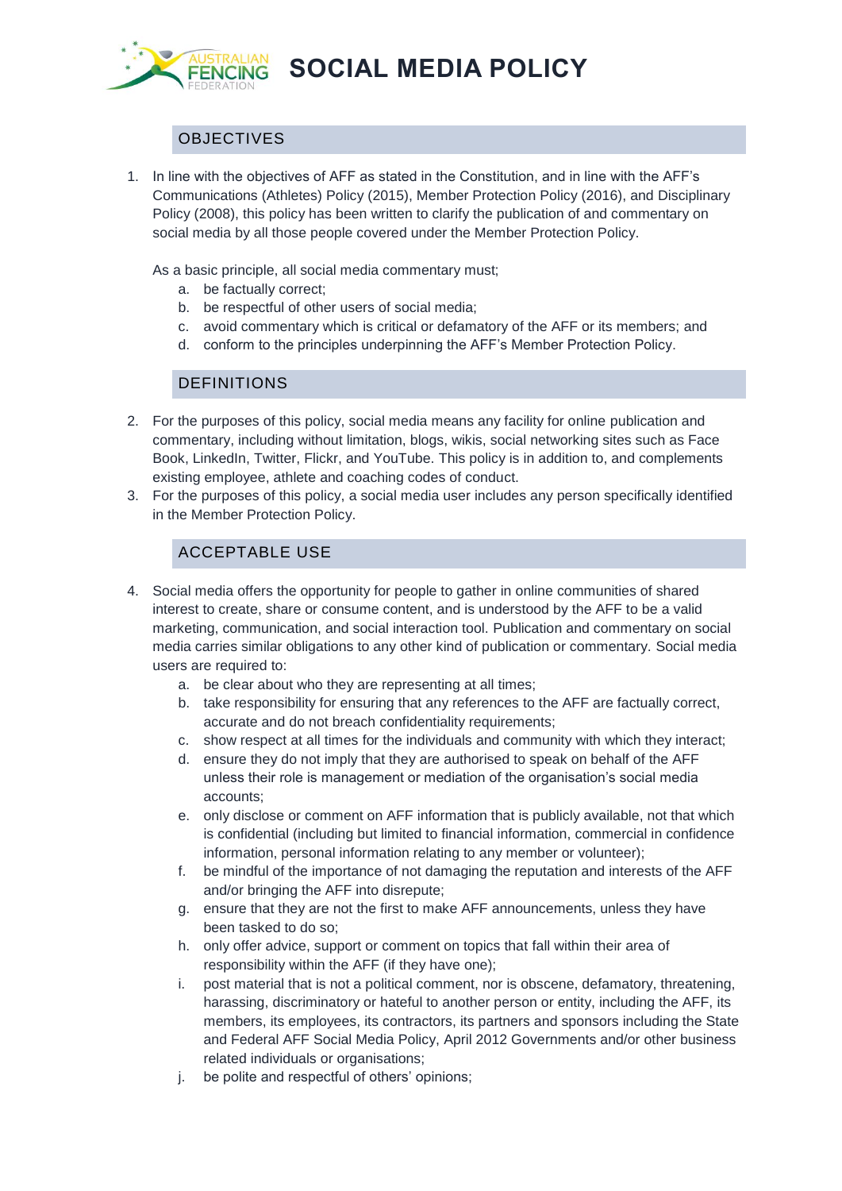# SOCIAL MEDIA POLICY

## OBJECTIVES

1. In line with the objectives of AFF as stated in the Constitution, and in line with the AFF's Communications (Athletes) Policy (2015), Member Protection Policy (2016), and Disciplinary Policy (2008), this policy has been written to clarify the publication of and commentary on social media by all those people covered under the Member Protection Policy.

   As a basic principle, all social media commentary must;

   a. be factually correct;
   b. be respectful of other users of social media;
   c. avoid commentary which is critical or defamatory of the AFF or its members; and
   d. conform to the principles underpinning the AFF's Member Protection Policy.

## DEFINITIONS

2. For the purposes of this policy, social media means any facility for online publication and commentary, including without limitation, blogs, wikis, social networking sites such as Face Book, LinkedIn, Twitter, Flickr, and YouTube. This policy is in addition to, and complements existing employee, athlete and coaching codes of conduct.
3. For the purposes of this policy, a social media user includes any person specifically identified in the Member Protection Policy.

## ACCEPTABLE USE

4. Social media offers the opportunity for people to gather in online communities of shared interest to create, share or consume content, and is understood by the AFF to be a valid marketing, communication, and social interaction tool. Publication and commentary on social media carries similar obligations to any other kind of publication or commentary. Social media users are required to:

   a. be clear about who they are representing at all times;
   b. take responsibility for ensuring that any references to the AFF are factually correct, accurate and do not breach confidentiality requirements;
   c. show respect at all times for the individuals and community with which they interact;
   d. ensure they do not imply that they are authorised to speak on behalf of the AFF unless their role is management or mediation of the organisation's social media accounts;
   e. only disclose or comment on AFF information that is publicly available, not that which is confidential (including but limited to financial information, commercial in confidence information, personal information relating to any member or volunteer);
   f. be mindful of the importance of not damaging the reputation and interests of the AFF and/or bringing the AFF into disrepute;
   g. ensure that they are not the first to make AFF announcements, unless they have been tasked to do so;
   h. only offer advice, support or comment on topics that fall within their area of responsibility within the AFF (if they have one);
   i. post material that is not a political comment, nor is obscene, defamatory, threatening, harassing, discriminatory or hateful to another person or entity, including the AFF, its members, its employees, its contractors, its partners and sponsors including the State and Federal AFF Social Media Policy, April 2012 Governments and/or other business related individuals or organisations;
   j. be polite and respectful of others' opinions;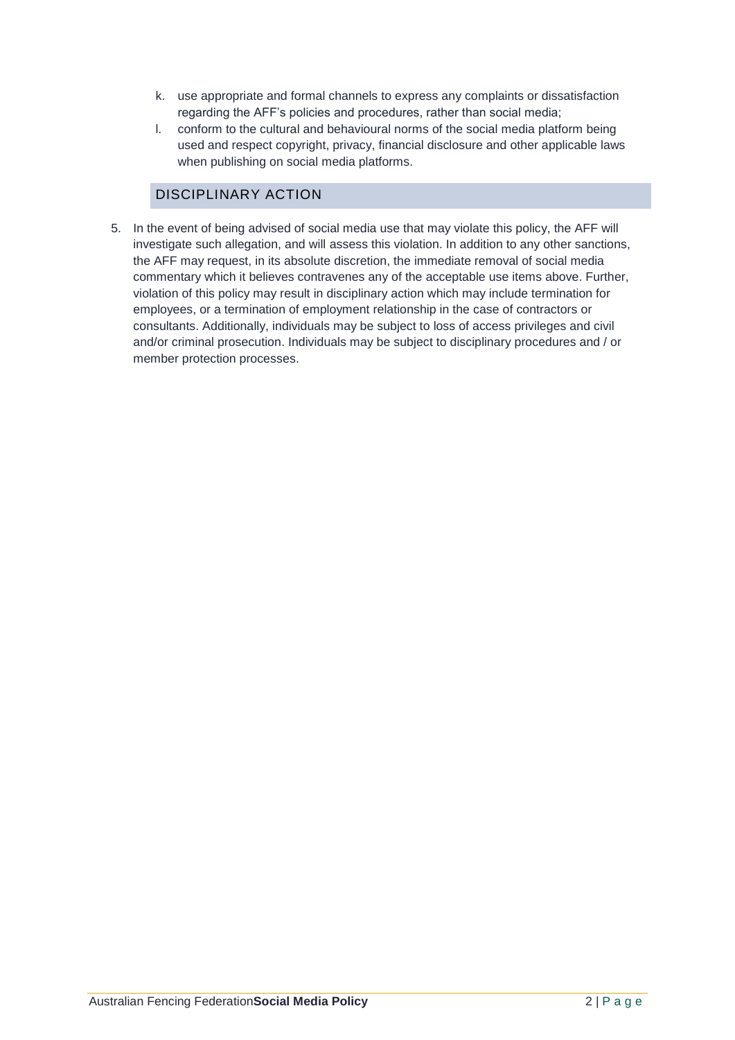k. use appropriate and formal channels to express any complaints or dissatisfaction regarding the AFF's policies and procedures, rather than social media;
l. conform to the cultural and behavioural norms of the social media platform being used and respect copyright, privacy, financial disclosure and other applicable laws when publishing on social media platforms.

## DISCIPLINARY ACTION

5. In the event of being advised of social media use that may violate this policy, the AFF will investigate such allegation, and will assess this violation. In addition to any other sanctions, the AFF may request, in its absolute discretion, the immediate removal of social media commentary which it believes contravenes any of the acceptable use items above. Further, violation of this policy may result in disciplinary action which may include termination for employees, or a termination of employment relationship in the case of contractors or consultants. Additionally, individuals may be subject to loss of access privileges and civil and/or criminal prosecution. Individuals may be subject to disciplinary procedures and / or member protection processes.